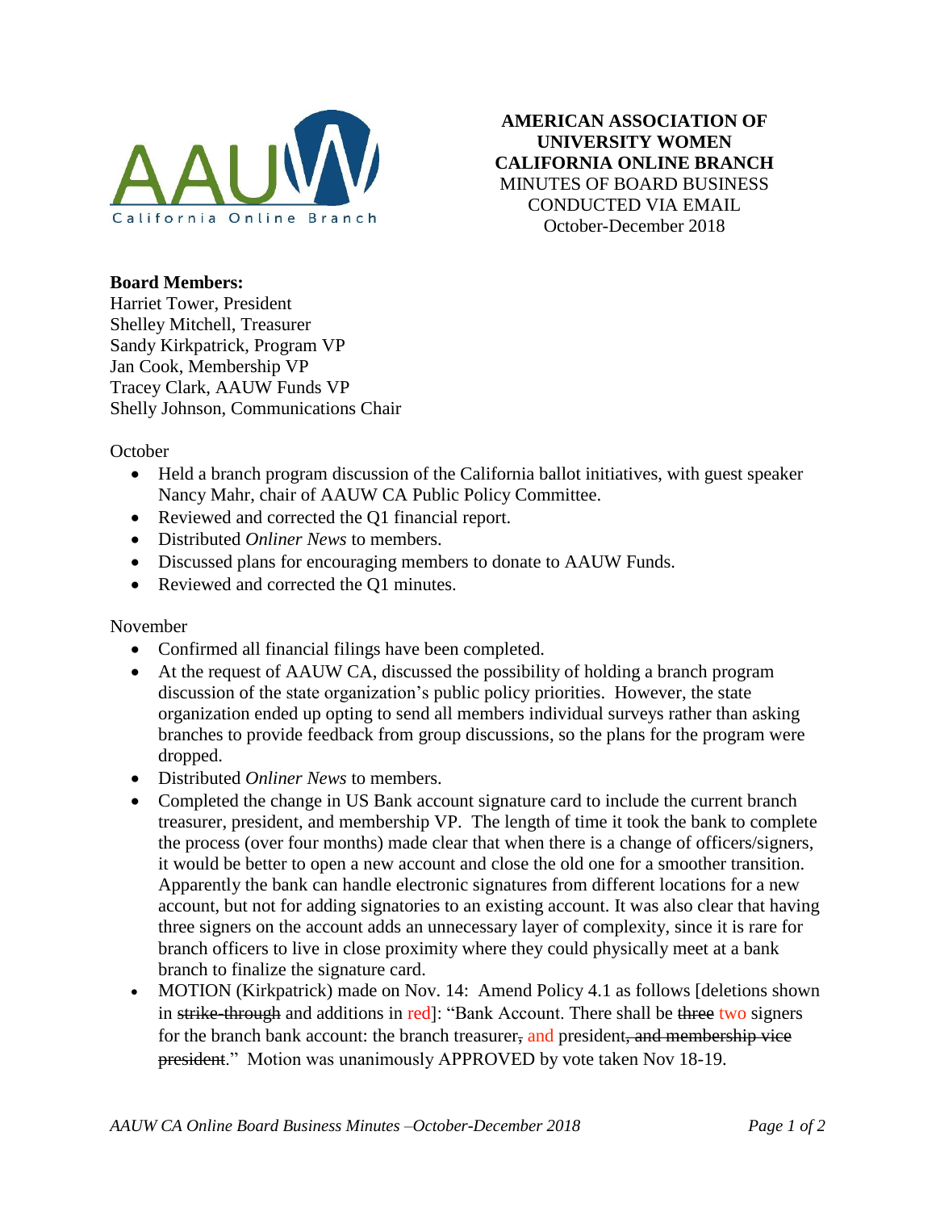**AMERICAN ASSOCIATION OF UNIVERSITY WOMEN CALIFORNIA ONLINE BRANCH**
MINUTES OF BOARD BUSINESS CONDUCTED VIA EMAIL
October-December 2018

**Board Members:**
Harriet Tower, President
Shelley Mitchell, Treasurer
Sandy Kirkpatrick, Program VP
Jan Cook, Membership VP
Tracey Clark, AAUW Funds VP
Shelly Johnson, Communications Chair

October

- Held a branch program discussion of the California ballot initiatives, with guest speaker Nancy Mahr, chair of AAUW CA Public Policy Committee.
- Reviewed and corrected the Q1 financial report.
- Distributed *Onliner News* to members.
- Discussed plans for encouraging members to donate to AAUW Funds.
- Reviewed and corrected the Q1 minutes.

November

- Confirmed all financial filings have been completed.
- At the request of AAUW CA, discussed the possibility of holding a branch program discussion of the state organization's public policy priorities. However, the state organization ended up opting to send all members individual surveys rather than asking branches to provide feedback from group discussions, so the plans for the program were dropped.
- Distributed *Onliner News* to members.
- Completed the change in US Bank account signature card to include the current branch treasurer, president, and membership VP. The length of time it took the bank to complete the process (over four months) made clear that when there is a change of officers/signers, it would be better to open a new account and close the old one for a smoother transition. Apparently the bank can handle electronic signatures from different locations for a new account, but not for adding signatories to an existing account. It was also clear that having three signers on the account adds an unnecessary layer of complexity, since it is rare for branch officers to live in close proximity where they could physically meet at a bank branch to finalize the signature card.
- MOTION (Kirkpatrick) made on Nov. 14: Amend Policy 4.1 as follows [deletions shown in ~~strike-through~~ and additions in red]: "Bank Account. There shall be ~~three~~ two signers for the branch bank account: the branch treasurer~~,~~ and president~~, and membership vice president~~." Motion was unanimously APPROVED by vote taken Nov 18-19.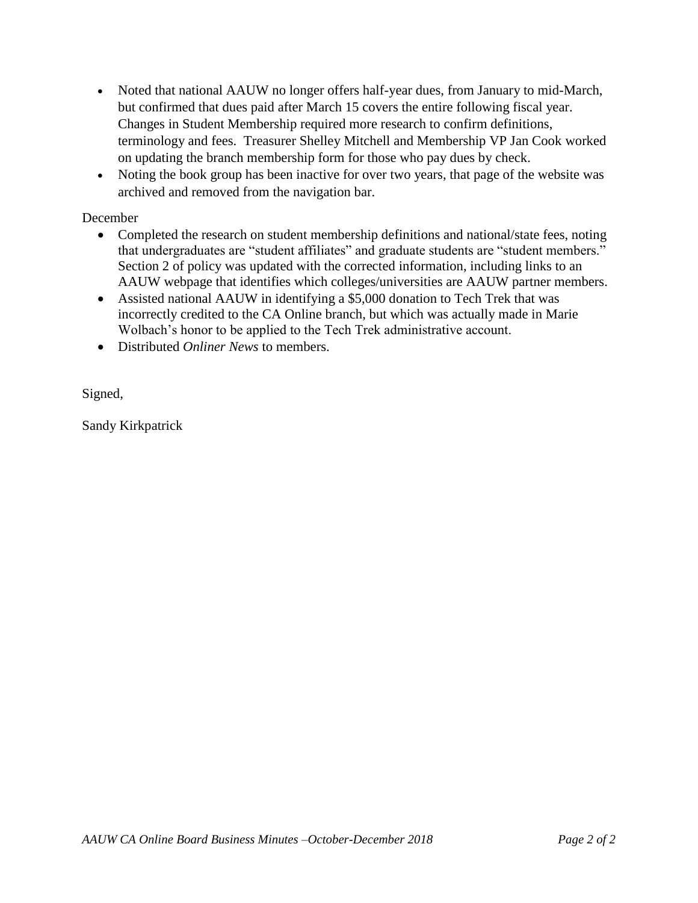- Noted that national AAUW no longer offers half-year dues, from January to mid-March, but confirmed that dues paid after March 15 covers the entire following fiscal year. Changes in Student Membership required more research to confirm definitions, terminology and fees. Treasurer Shelley Mitchell and Membership VP Jan Cook worked on updating the branch membership form for those who pay dues by check.
- Noting the book group has been inactive for over two years, that page of the website was archived and removed from the navigation bar.

December

- Completed the research on student membership definitions and national/state fees, noting that undergraduates are "student affiliates" and graduate students are "student members." Section 2 of policy was updated with the corrected information, including links to an AAUW webpage that identifies which colleges/universities are AAUW partner members.
- Assisted national AAUW in identifying a $5,000 donation to Tech Trek that was incorrectly credited to the CA Online branch, but which was actually made in Marie Wolbach's honor to be applied to the Tech Trek administrative account.
- Distributed *Onliner News* to members.

Signed,

Sandy Kirkpatrick